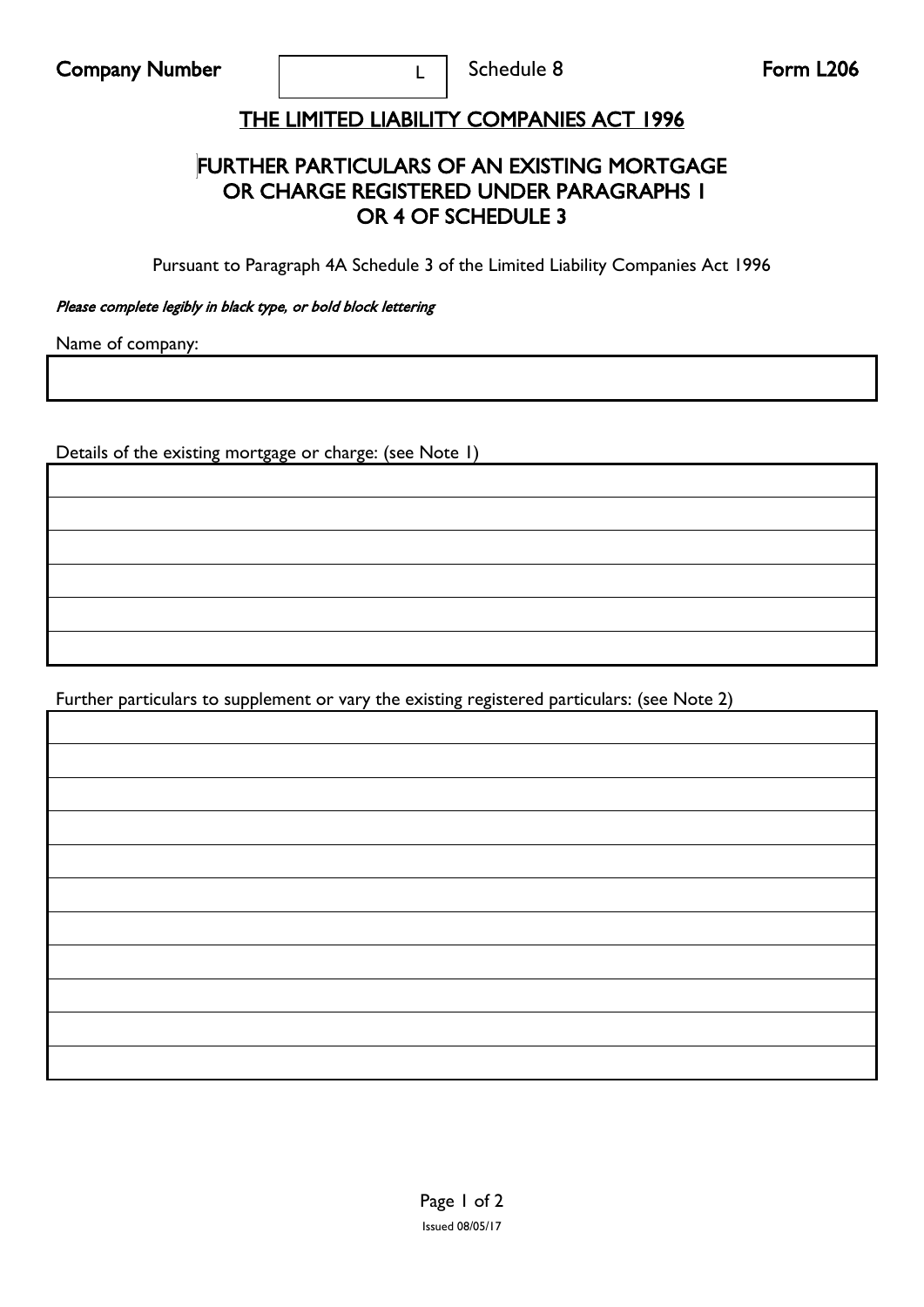**Company Number** | L | Schedule 8 **Form L206**

# THE LIMITED LIABILITY COMPANIES ACT 1996

## FURTHER PARTICULARS OF AN EXISTING MORTGAGE OR CHARGE REGISTERED UNDER PARAGRAPHS 1 OR 4 OF SCHEDULE 3

Pursuant to Paragraph 4A Schedule 3 of the Limited Liability Companies Act 1996

*Please complete legibly in black type, or bold block lettering*

Name of company:

|  |
|---|
|  |

Details of the existing mortgage or charge: (see Note 1)

|  |
|---|
|  |
|  |
|  |
|  |
|  |
|  |

Further particulars to supplement or vary the existing registered particulars: (see Note 2)

|  |
|---|
|  |
|  |
|  |
|  |
|  |
|  |
|  |
|  |
|  |
|  |
|  |

Issued 08/05/17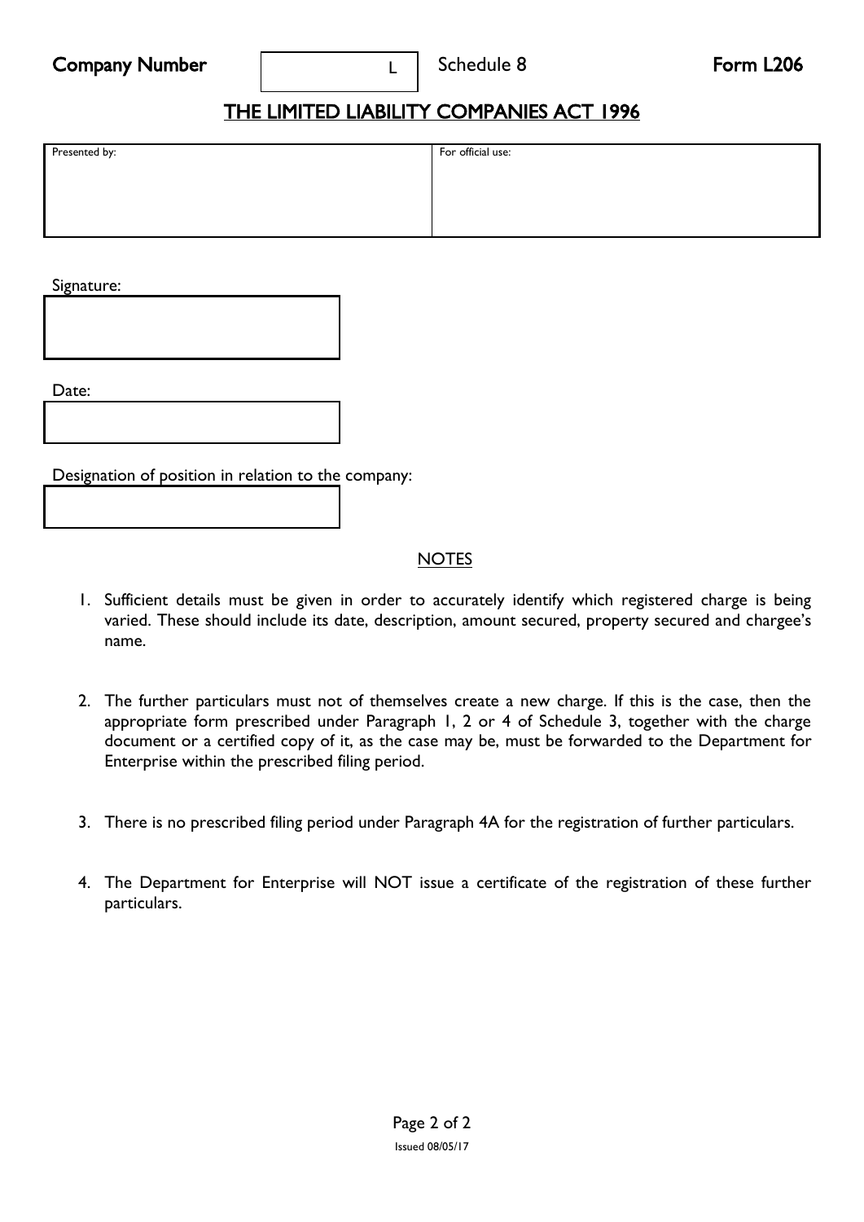Company Number | L | Schedule 8 **Form L206**

## THE LIMITED LIABILITY COMPANIES ACT 1996

| Presented by: | For official use: |
|---|---|
| | |

Signature:

Date:

Designation of position in relation to the company:

### NOTES

1. Sufficient details must be given in order to accurately identify which registered charge is being varied. These should include its date, description, amount secured, property secured and chargee's name.

2. The further particulars must not of themselves create a new charge. If this is the case, then the appropriate form prescribed under Paragraph 1, 2 or 4 of Schedule 3, together with the charge document or a certified copy of it, as the case may be, must be forwarded to the Department for Enterprise within the prescribed filing period.

3. There is no prescribed filing period under Paragraph 4A for the registration of further particulars.

4. The Department for Enterprise will NOT issue a certificate of the registration of these further particulars.

Issued 08/05/17